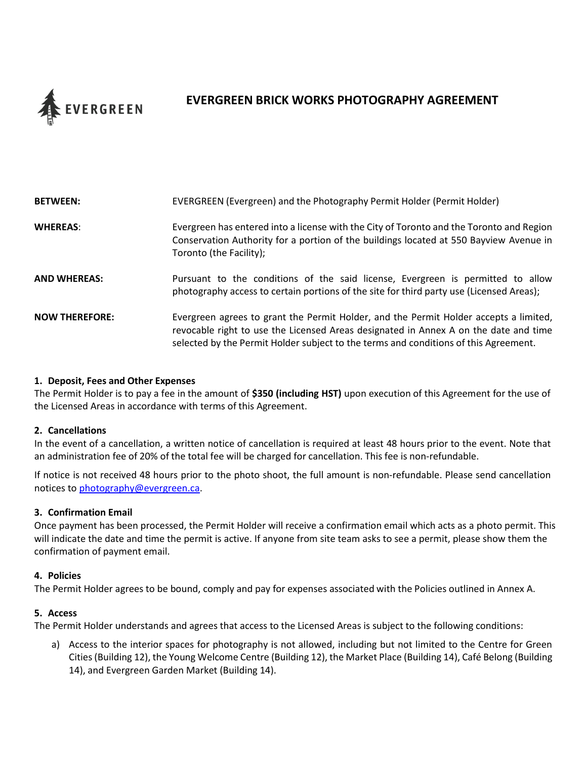EVERGREEN

# EVERGREEN BRICK WORKS PHOTOGRAPHY AGREEMENT

| | |
|---|---|
| **BETWEEN:** | EVERGREEN (Evergreen) and the Photography Permit Holder (Permit Holder) |
| **WHEREAS**: | Evergreen has entered into a license with the City of Toronto and the Toronto and Region Conservation Authority for a portion of the buildings located at 550 Bayview Avenue in Toronto (the Facility); |
| **AND WHEREAS:** | Pursuant to the conditions of the said license, Evergreen is permitted to allow photography access to certain portions of the site for third party use (Licensed Areas); |
| **NOW THEREFORE:** | Evergreen agrees to grant the Permit Holder, and the Permit Holder accepts a limited, revocable right to use the Licensed Areas designated in Annex A on the date and time selected by the Permit Holder subject to the terms and conditions of this Agreement. |

### 1. Deposit, Fees and Other Expenses

The Permit Holder is to pay a fee in the amount of **$350 (including HST)** upon execution of this Agreement for the use of the Licensed Areas in accordance with terms of this Agreement.

### 2. Cancellations

In the event of a cancellation, a written notice of cancellation is required at least 48 hours prior to the event. Note that an administration fee of 20% of the total fee will be charged for cancellation. This fee is non-refundable.

If notice is not received 48 hours prior to the photo shoot, the full amount is non-refundable. Please send cancellation notices to photography@evergreen.ca.

### 3. Confirmation Email

Once payment has been processed, the Permit Holder will receive a confirmation email which acts as a photo permit. This will indicate the date and time the permit is active. If anyone from site team asks to see a permit, please show them the confirmation of payment email.

### 4. Policies

The Permit Holder agrees to be bound, comply and pay for expenses associated with the Policies outlined in Annex A.

### 5. Access

The Permit Holder understands and agrees that access to the Licensed Areas is subject to the following conditions:

a) Access to the interior spaces for photography is not allowed, including but not limited to the Centre for Green Cities (Building 12), the Young Welcome Centre (Building 12), the Market Place (Building 14), Café Belong (Building 14), and Evergreen Garden Market (Building 14).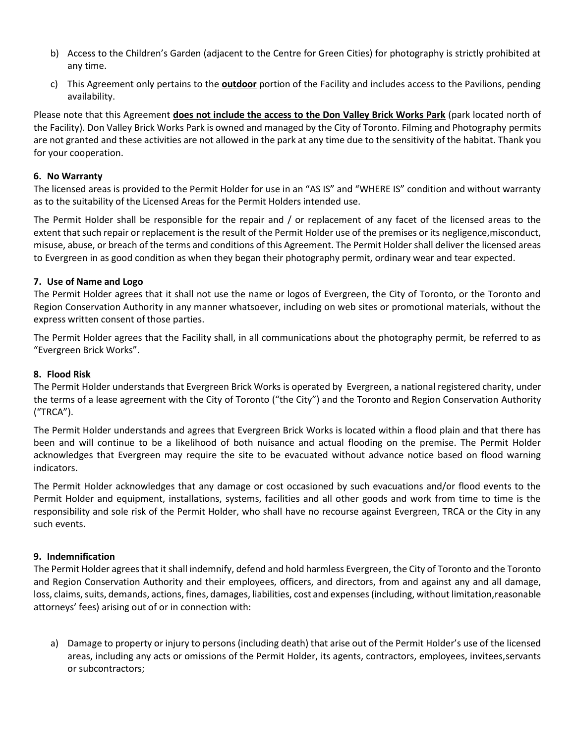b) Access to the Children's Garden (adjacent to the Centre for Green Cities) for photography is strictly prohibited at any time.

c) This Agreement only pertains to the **<u>outdoor</u>** portion of the Facility and includes access to the Pavilions, pending availability.

Please note that this Agreement **<u>does not include the access to the Don Valley Brick Works Park</u>** (park located north of the Facility). Don Valley Brick Works Park is owned and managed by the City of Toronto. Filming and Photography permits are not granted and these activities are not allowed in the park at any time due to the sensitivity of the habitat. Thank you for your cooperation.

### 6. No Warranty

The licensed areas is provided to the Permit Holder for use in an "AS IS" and "WHERE IS" condition and without warranty as to the suitability of the Licensed Areas for the Permit Holders intended use.

The Permit Holder shall be responsible for the repair and / or replacement of any facet of the licensed areas to the extent that such repair or replacement is the result of the Permit Holder use of the premises or its negligence,misconduct, misuse, abuse, or breach of the terms and conditions of this Agreement. The Permit Holder shall deliver the licensed areas to Evergreen in as good condition as when they began their photography permit, ordinary wear and tear expected.

### 7. Use of Name and Logo

The Permit Holder agrees that it shall not use the name or logos of Evergreen, the City of Toronto, or the Toronto and Region Conservation Authority in any manner whatsoever, including on web sites or promotional materials, without the express written consent of those parties.

The Permit Holder agrees that the Facility shall, in all communications about the photography permit, be referred to as "Evergreen Brick Works".

### 8. Flood Risk

The Permit Holder understands that Evergreen Brick Works is operated by Evergreen, a national registered charity, under the terms of a lease agreement with the City of Toronto ("the City") and the Toronto and Region Conservation Authority ("TRCA").

The Permit Holder understands and agrees that Evergreen Brick Works is located within a flood plain and that there has been and will continue to be a likelihood of both nuisance and actual flooding on the premise. The Permit Holder acknowledges that Evergreen may require the site to be evacuated without advance notice based on flood warning indicators.

The Permit Holder acknowledges that any damage or cost occasioned by such evacuations and/or flood events to the Permit Holder and equipment, installations, systems, facilities and all other goods and work from time to time is the responsibility and sole risk of the Permit Holder, who shall have no recourse against Evergreen, TRCA or the City in any such events.

### 9. Indemnification

The Permit Holder agrees that it shall indemnify, defend and hold harmless Evergreen, the City of Toronto and the Toronto and Region Conservation Authority and their employees, officers, and directors, from and against any and all damage, loss, claims, suits, demands, actions, fines, damages, liabilities, cost and expenses (including, without limitation,reasonable attorneys' fees) arising out of or in connection with:

a) Damage to property or injury to persons (including death) that arise out of the Permit Holder's use of the licensed areas, including any acts or omissions of the Permit Holder, its agents, contractors, employees, invitees,servants or subcontractors;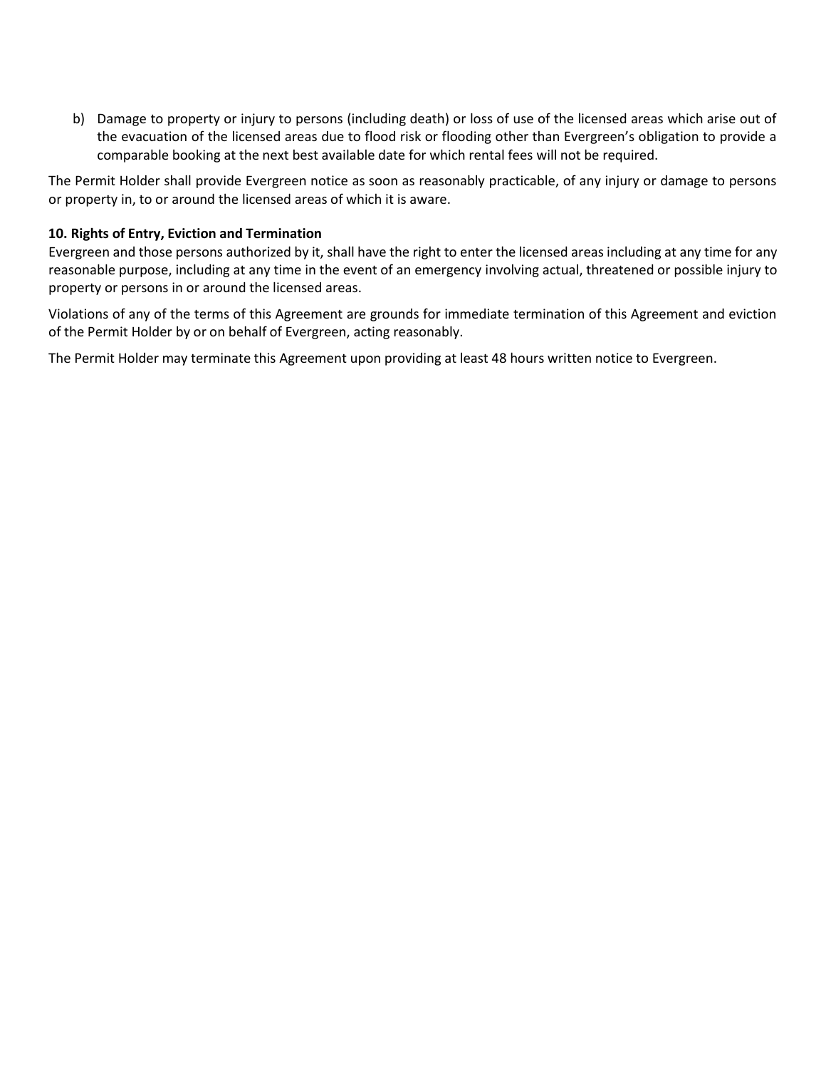b) Damage to property or injury to persons (including death) or loss of use of the licensed areas which arise out of the evacuation of the licensed areas due to flood risk or flooding other than Evergreen's obligation to provide a comparable booking at the next best available date for which rental fees will not be required.

The Permit Holder shall provide Evergreen notice as soon as reasonably practicable, of any injury or damage to persons or property in, to or around the licensed areas of which it is aware.

**10. Rights of Entry, Eviction and Termination**

Evergreen and those persons authorized by it, shall have the right to enter the licensed areas including at any time for any reasonable purpose, including at any time in the event of an emergency involving actual, threatened or possible injury to property or persons in or around the licensed areas.

Violations of any of the terms of this Agreement are grounds for immediate termination of this Agreement and eviction of the Permit Holder by or on behalf of Evergreen, acting reasonably.

The Permit Holder may terminate this Agreement upon providing at least 48 hours written notice to Evergreen.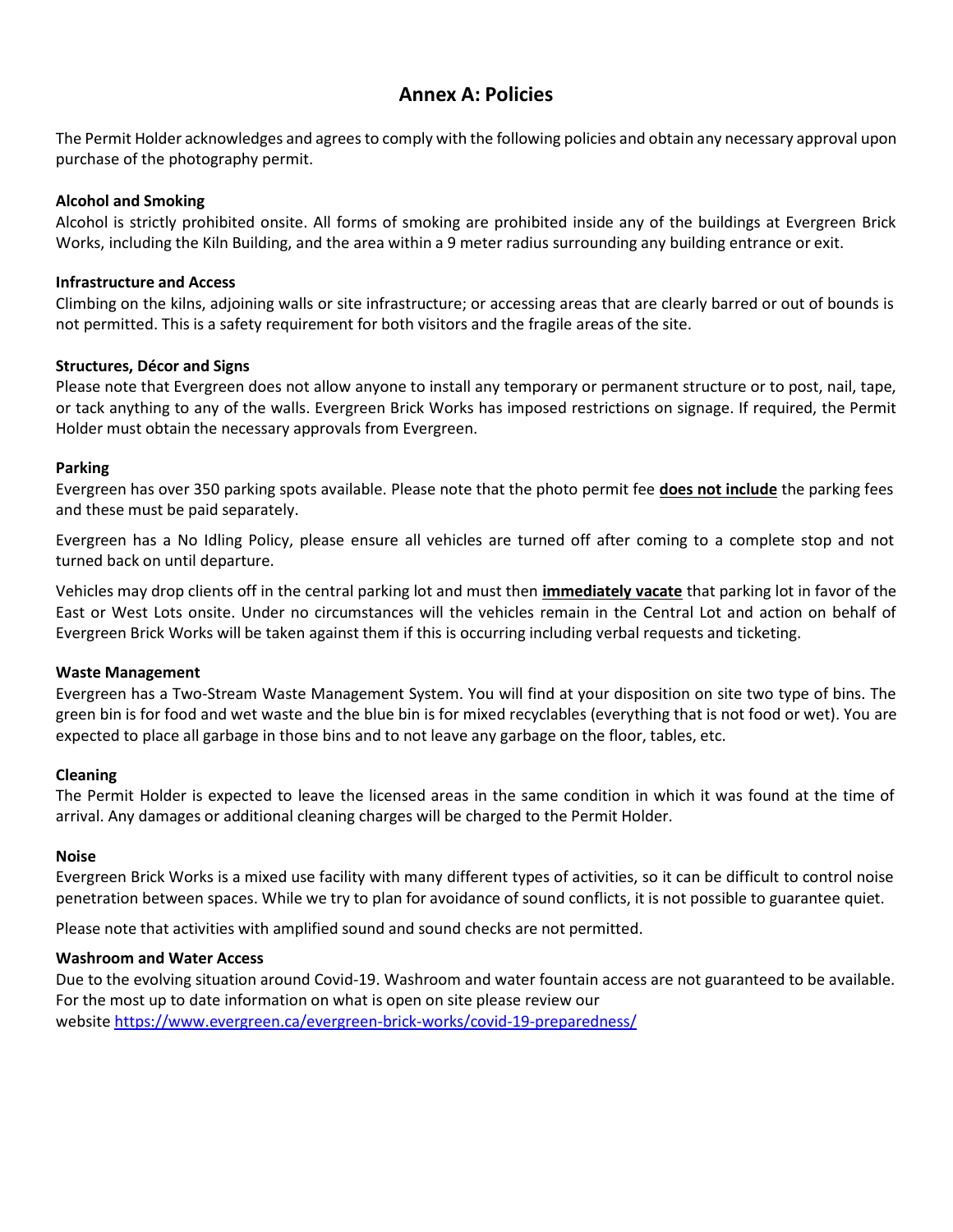# Annex A: Policies

The Permit Holder acknowledges and agrees to comply with the following policies and obtain any necessary approval upon purchase of the photography permit.

**Alcohol and Smoking**

Alcohol is strictly prohibited onsite. All forms of smoking are prohibited inside any of the buildings at Evergreen Brick Works, including the Kiln Building, and the area within a 9 meter radius surrounding any building entrance or exit.

**Infrastructure and Access**

Climbing on the kilns, adjoining walls or site infrastructure; or accessing areas that are clearly barred or out of bounds is not permitted. This is a safety requirement for both visitors and the fragile areas of the site.

**Structures, Décor and Signs**

Please note that Evergreen does not allow anyone to install any temporary or permanent structure or to post, nail, tape, or tack anything to any of the walls. Evergreen Brick Works has imposed restrictions on signage. If required, the Permit Holder must obtain the necessary approvals from Evergreen.

**Parking**

Evergreen has over 350 parking spots available. Please note that the photo permit fee **does not include** the parking fees and these must be paid separately.

Evergreen has a No Idling Policy, please ensure all vehicles are turned off after coming to a complete stop and not turned back on until departure.

Vehicles may drop clients off in the central parking lot and must then **immediately vacate** that parking lot in favor of the East or West Lots onsite. Under no circumstances will the vehicles remain in the Central Lot and action on behalf of Evergreen Brick Works will be taken against them if this is occurring including verbal requests and ticketing.

**Waste Management**

Evergreen has a Two-Stream Waste Management System. You will find at your disposition on site two type of bins. The green bin is for food and wet waste and the blue bin is for mixed recyclables (everything that is not food or wet). You are expected to place all garbage in those bins and to not leave any garbage on the floor, tables, etc.

**Cleaning**

The Permit Holder is expected to leave the licensed areas in the same condition in which it was found at the time of arrival. Any damages or additional cleaning charges will be charged to the Permit Holder.

**Noise**

Evergreen Brick Works is a mixed use facility with many different types of activities, so it can be difficult to control noise penetration between spaces. While we try to plan for avoidance of sound conflicts, it is not possible to guarantee quiet.

Please note that activities with amplified sound and sound checks are not permitted.

**Washroom and Water Access**

Due to the evolving situation around Covid-19. Washroom and water fountain access are not guaranteed to be available. For the most up to date information on what is open on site please review our website https://www.evergreen.ca/evergreen-brick-works/covid-19-preparedness/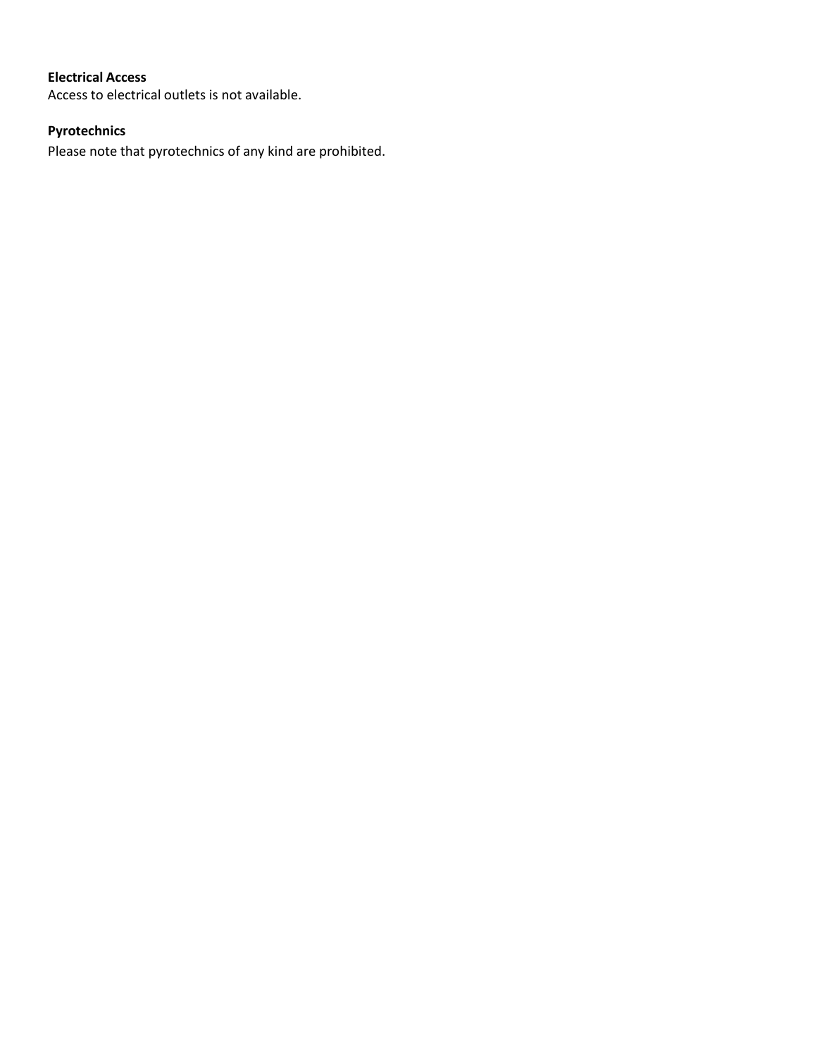**Electrical Access**
Access to electrical outlets is not available.

**Pyrotechnics**
Please note that pyrotechnics of any kind are prohibited.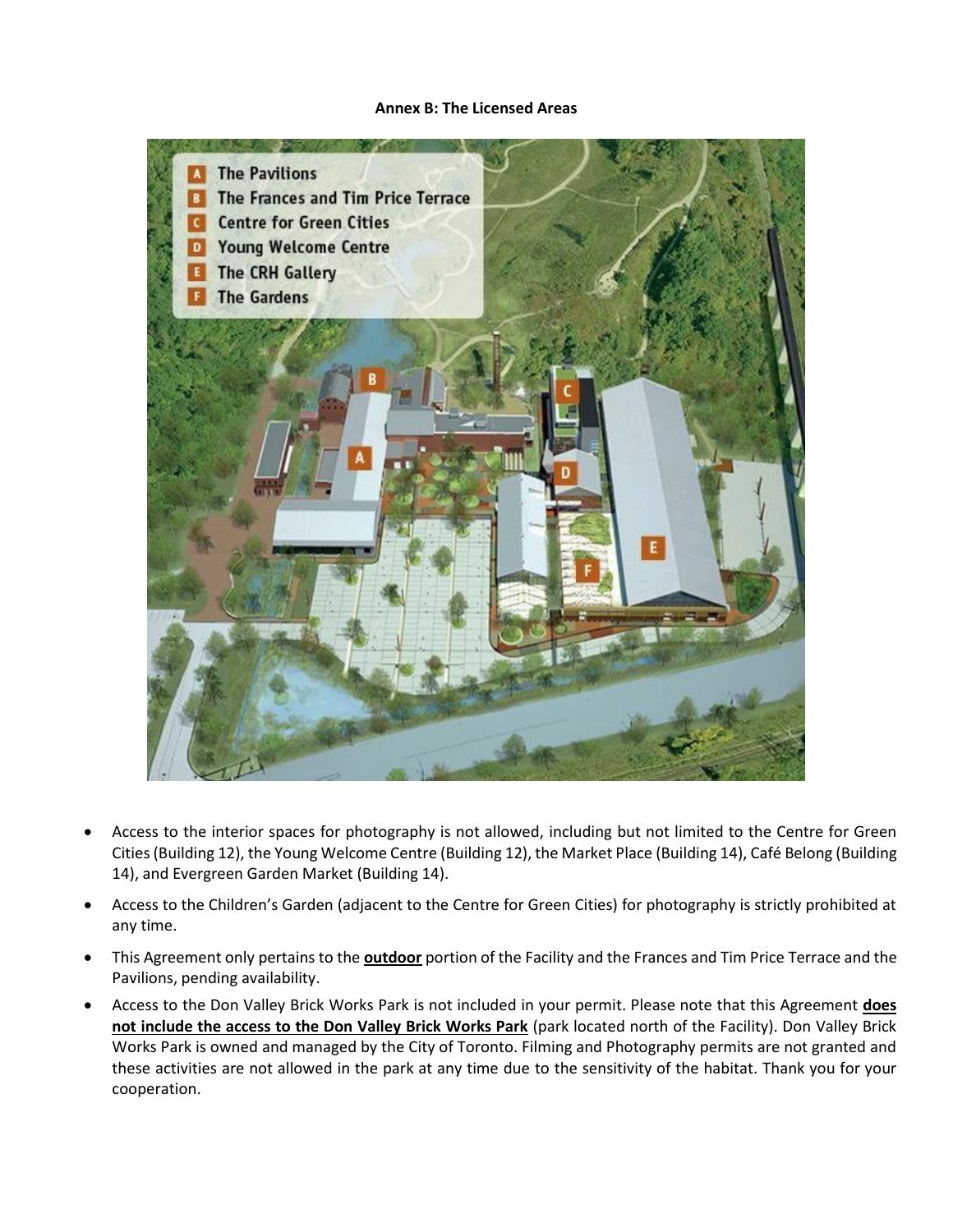**Annex B: The Licensed Areas**

A The Pavilions
B The Frances and Tim Price Terrace
C Centre for Green Cities
D Young Welcome Centre
E The CRH Gallery
F The Gardens

- Access to the interior spaces for photography is not allowed, including but not limited to the Centre for Green Cities (Building 12), the Young Welcome Centre (Building 12), the Market Place (Building 14), Café Belong (Building 14), and Evergreen Garden Market (Building 14).
- Access to the Children's Garden (adjacent to the Centre for Green Cities) for photography is strictly prohibited at any time.
- This Agreement only pertains to the **outdoor** portion of the Facility and the Frances and Tim Price Terrace and the Pavilions, pending availability.
- Access to the Don Valley Brick Works Park is not included in your permit. Please note that this Agreement **does not include the access to the Don Valley Brick Works Park** (park located north of the Facility). Don Valley Brick Works Park is owned and managed by the City of Toronto. Filming and Photography permits are not granted and these activities are not allowed in the park at any time due to the sensitivity of the habitat. Thank you for your cooperation.